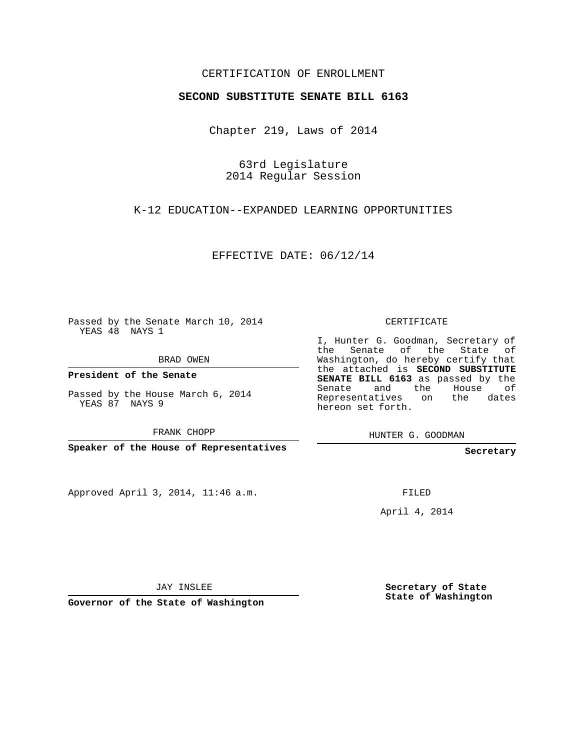CERTIFICATION OF ENROLLMENT

**SECOND SUBSTITUTE SENATE BILL 6163**

Chapter 219, Laws of 2014

63rd Legislature
2014 Regular Session

K-12 EDUCATION--EXPANDED LEARNING OPPORTUNITIES

EFFECTIVE DATE: 06/12/14

Passed by the Senate March 10, 2014
YEAS 48 NAYS 1

BRAD OWEN

**President of the Senate**

Passed by the House March 6, 2014
YEAS 87 NAYS 9

FRANK CHOPP

**Speaker of the House of Representatives**

CERTIFICATE

I, Hunter G. Goodman, Secretary of the Senate of the State of Washington, do hereby certify that the attached is **SECOND SUBSTITUTE SENATE BILL 6163** as passed by the Senate and the House of Representatives on the dates hereon set forth.

HUNTER G. GOODMAN

**Secretary**

Approved April 3, 2014, 11:46 a.m.

FILED

April 4, 2014

JAY INSLEE

**Governor of the State of Washington**

**Secretary of State**
**State of Washington**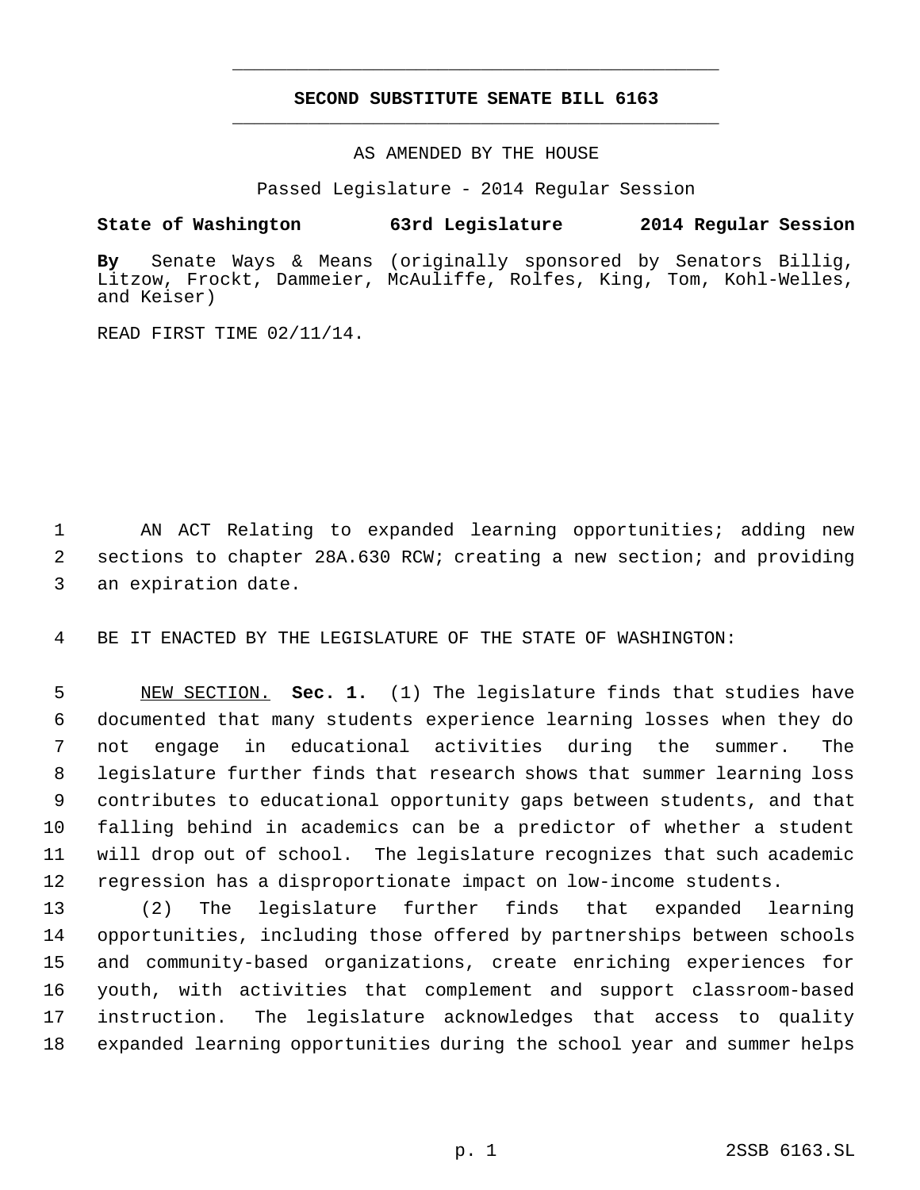**SECOND SUBSTITUTE SENATE BILL 6163**

AS AMENDED BY THE HOUSE

Passed Legislature - 2014 Regular Session

**State of Washington 63rd Legislature 2014 Regular Session**

**By** Senate Ways & Means (originally sponsored by Senators Billig, Litzow, Frockt, Dammeier, McAuliffe, Rolfes, King, Tom, Kohl-Welles, and Keiser)

READ FIRST TIME 02/11/14.

AN ACT Relating to expanded learning opportunities; adding new sections to chapter 28A.630 RCW; creating a new section; and providing an expiration date.

BE IT ENACTED BY THE LEGISLATURE OF THE STATE OF WASHINGTON:

NEW SECTION. **Sec. 1.** (1) The legislature finds that studies have documented that many students experience learning losses when they do not engage in educational activities during the summer. The legislature further finds that research shows that summer learning loss contributes to educational opportunity gaps between students, and that falling behind in academics can be a predictor of whether a student will drop out of school. The legislature recognizes that such academic regression has a disproportionate impact on low-income students.

(2) The legislature further finds that expanded learning opportunities, including those offered by partnerships between schools and community-based organizations, create enriching experiences for youth, with activities that complement and support classroom-based instruction. The legislature acknowledges that access to quality expanded learning opportunities during the school year and summer helps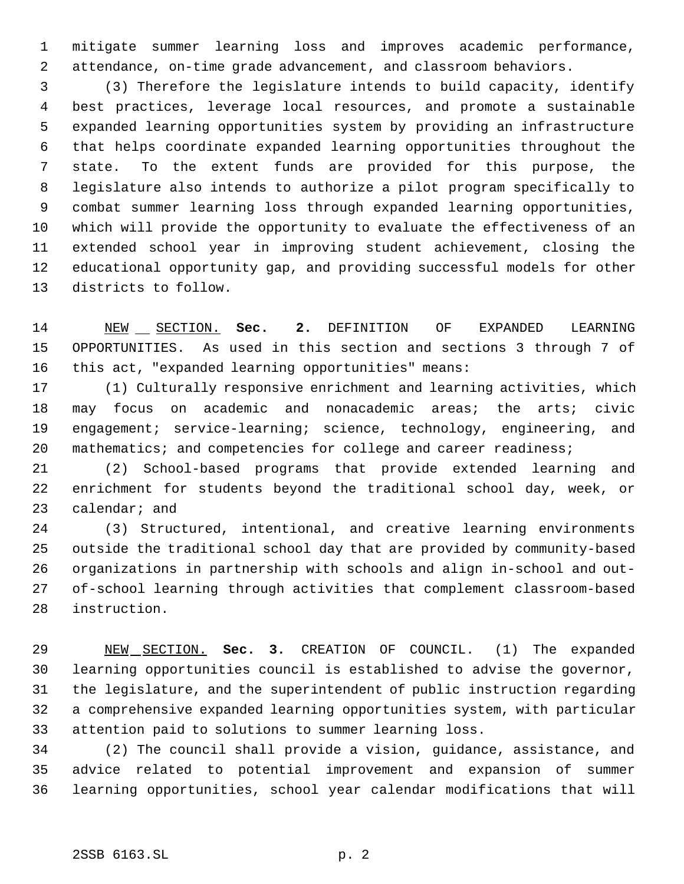mitigate summer learning loss and improves academic performance, attendance, on-time grade advancement, and classroom behaviors.

(3) Therefore the legislature intends to build capacity, identify best practices, leverage local resources, and promote a sustainable expanded learning opportunities system by providing an infrastructure that helps coordinate expanded learning opportunities throughout the state. To the extent funds are provided for this purpose, the legislature also intends to authorize a pilot program specifically to combat summer learning loss through expanded learning opportunities, which will provide the opportunity to evaluate the effectiveness of an extended school year in improving student achievement, closing the educational opportunity gap, and providing successful models for other districts to follow.

NEW SECTION. **Sec. 2.** DEFINITION OF EXPANDED LEARNING OPPORTUNITIES. As used in this section and sections 3 through 7 of this act, "expanded learning opportunities" means:

(1) Culturally responsive enrichment and learning activities, which may focus on academic and nonacademic areas; the arts; civic engagement; service-learning; science, technology, engineering, and mathematics; and competencies for college and career readiness;

(2) School-based programs that provide extended learning and enrichment for students beyond the traditional school day, week, or calendar; and

(3) Structured, intentional, and creative learning environments outside the traditional school day that are provided by community-based organizations in partnership with schools and align in-school and out-of-school learning through activities that complement classroom-based instruction.

NEW SECTION. **Sec. 3.** CREATION OF COUNCIL. (1) The expanded learning opportunities council is established to advise the governor, the legislature, and the superintendent of public instruction regarding a comprehensive expanded learning opportunities system, with particular attention paid to solutions to summer learning loss.

(2) The council shall provide a vision, guidance, assistance, and advice related to potential improvement and expansion of summer learning opportunities, school year calendar modifications that will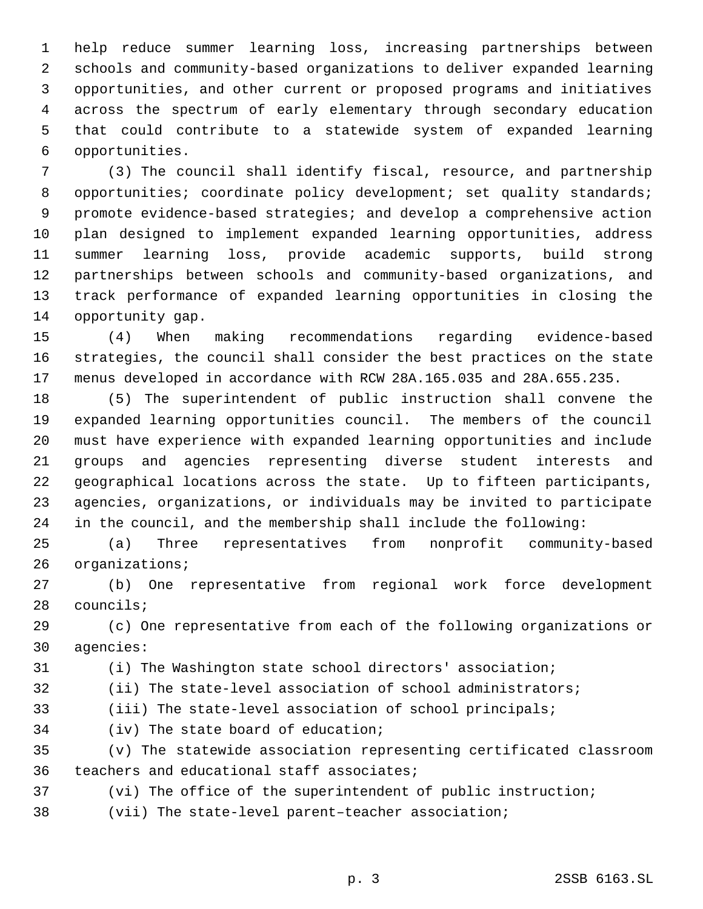help reduce summer learning loss, increasing partnerships between schools and community-based organizations to deliver expanded learning opportunities, and other current or proposed programs and initiatives across the spectrum of early elementary through secondary education that could contribute to a statewide system of expanded learning opportunities.

(3) The council shall identify fiscal, resource, and partnership opportunities; coordinate policy development; set quality standards; promote evidence-based strategies; and develop a comprehensive action plan designed to implement expanded learning opportunities, address summer learning loss, provide academic supports, build strong partnerships between schools and community-based organizations, and track performance of expanded learning opportunities in closing the opportunity gap.

(4) When making recommendations regarding evidence-based strategies, the council shall consider the best practices on the state menus developed in accordance with RCW 28A.165.035 and 28A.655.235.

(5) The superintendent of public instruction shall convene the expanded learning opportunities council. The members of the council must have experience with expanded learning opportunities and include groups and agencies representing diverse student interests and geographical locations across the state. Up to fifteen participants, agencies, organizations, or individuals may be invited to participate in the council, and the membership shall include the following:

(a) Three representatives from nonprofit community-based organizations;

(b) One representative from regional work force development councils;

(c) One representative from each of the following organizations or agencies:

(i) The Washington state school directors' association;

(ii) The state-level association of school administrators;

(iii) The state-level association of school principals;

(iv) The state board of education;

(v) The statewide association representing certificated classroom teachers and educational staff associates;

(vi) The office of the superintendent of public instruction;

(vii) The state-level parent–teacher association;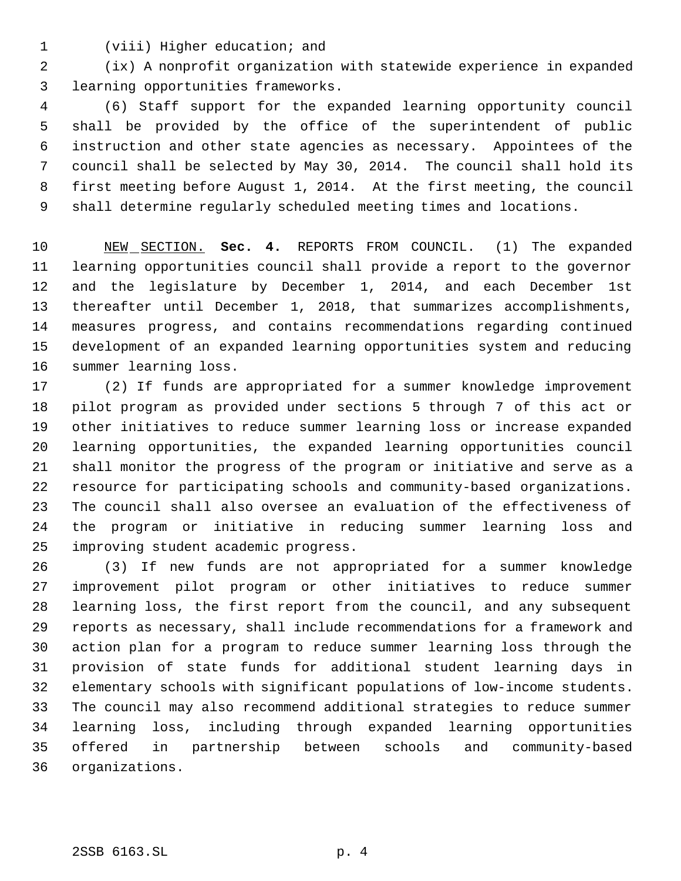(viii) Higher education; and

(ix) A nonprofit organization with statewide experience in expanded learning opportunities frameworks.

(6) Staff support for the expanded learning opportunity council shall be provided by the office of the superintendent of public instruction and other state agencies as necessary. Appointees of the council shall be selected by May 30, 2014. The council shall hold its first meeting before August 1, 2014. At the first meeting, the council shall determine regularly scheduled meeting times and locations.

NEW SECTION. **Sec. 4.** REPORTS FROM COUNCIL. (1) The expanded learning opportunities council shall provide a report to the governor and the legislature by December 1, 2014, and each December 1st thereafter until December 1, 2018, that summarizes accomplishments, measures progress, and contains recommendations regarding continued development of an expanded learning opportunities system and reducing summer learning loss.

(2) If funds are appropriated for a summer knowledge improvement pilot program as provided under sections 5 through 7 of this act or other initiatives to reduce summer learning loss or increase expanded learning opportunities, the expanded learning opportunities council shall monitor the progress of the program or initiative and serve as a resource for participating schools and community-based organizations. The council shall also oversee an evaluation of the effectiveness of the program or initiative in reducing summer learning loss and improving student academic progress.

(3) If new funds are not appropriated for a summer knowledge improvement pilot program or other initiatives to reduce summer learning loss, the first report from the council, and any subsequent reports as necessary, shall include recommendations for a framework and action plan for a program to reduce summer learning loss through the provision of state funds for additional student learning days in elementary schools with significant populations of low-income students. The council may also recommend additional strategies to reduce summer learning loss, including through expanded learning opportunities offered in partnership between schools and community-based organizations.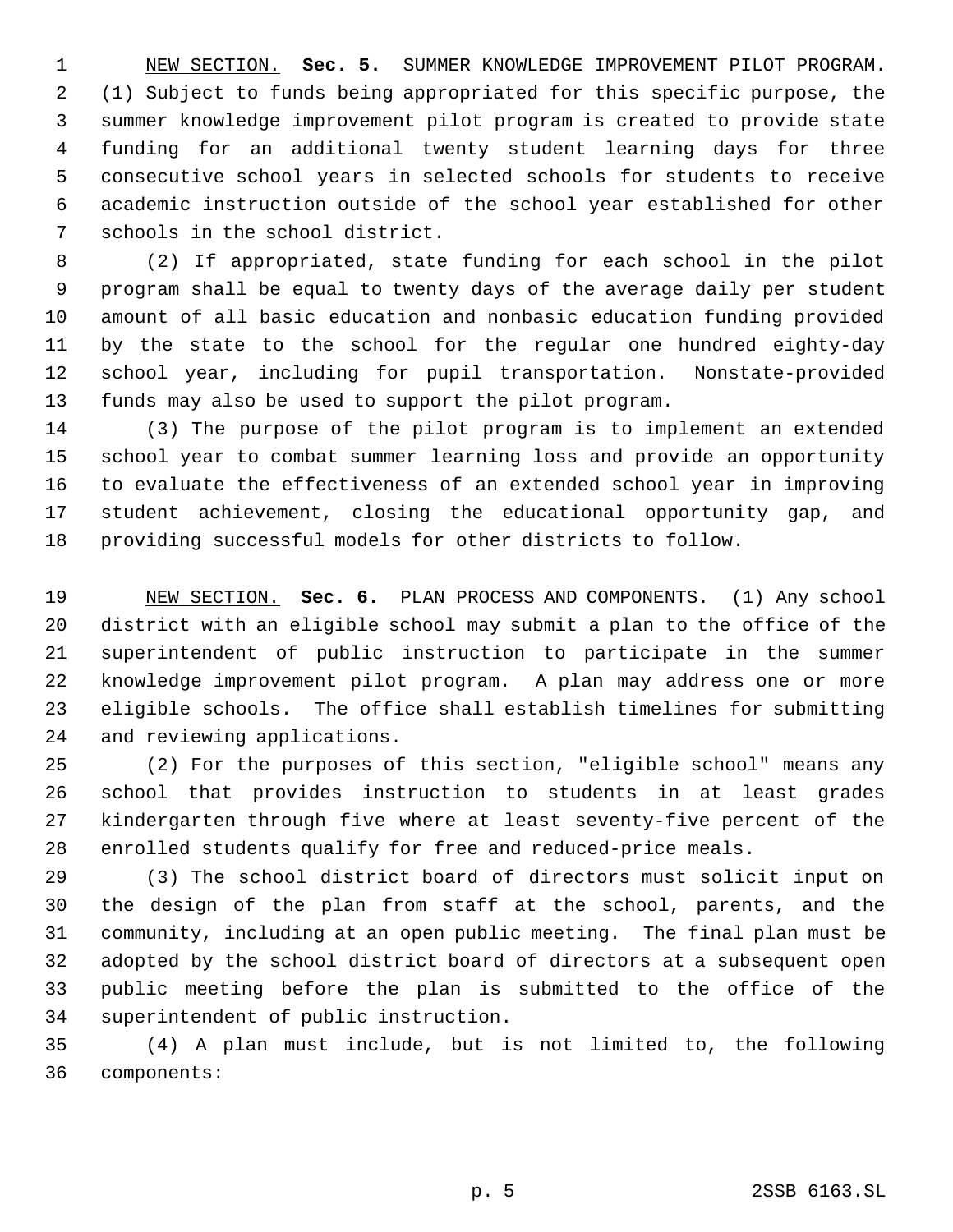NEW SECTION. **Sec. 5.** SUMMER KNOWLEDGE IMPROVEMENT PILOT PROGRAM. (1) Subject to funds being appropriated for this specific purpose, the summer knowledge improvement pilot program is created to provide state funding for an additional twenty student learning days for three consecutive school years in selected schools for students to receive academic instruction outside of the school year established for other schools in the school district.

(2) If appropriated, state funding for each school in the pilot program shall be equal to twenty days of the average daily per student amount of all basic education and nonbasic education funding provided by the state to the school for the regular one hundred eighty-day school year, including for pupil transportation. Nonstate-provided funds may also be used to support the pilot program.

(3) The purpose of the pilot program is to implement an extended school year to combat summer learning loss and provide an opportunity to evaluate the effectiveness of an extended school year in improving student achievement, closing the educational opportunity gap, and providing successful models for other districts to follow.

NEW SECTION. **Sec. 6.** PLAN PROCESS AND COMPONENTS. (1) Any school district with an eligible school may submit a plan to the office of the superintendent of public instruction to participate in the summer knowledge improvement pilot program. A plan may address one or more eligible schools. The office shall establish timelines for submitting and reviewing applications.

(2) For the purposes of this section, "eligible school" means any school that provides instruction to students in at least grades kindergarten through five where at least seventy-five percent of the enrolled students qualify for free and reduced-price meals.

(3) The school district board of directors must solicit input on the design of the plan from staff at the school, parents, and the community, including at an open public meeting. The final plan must be adopted by the school district board of directors at a subsequent open public meeting before the plan is submitted to the office of the superintendent of public instruction.

(4) A plan must include, but is not limited to, the following components: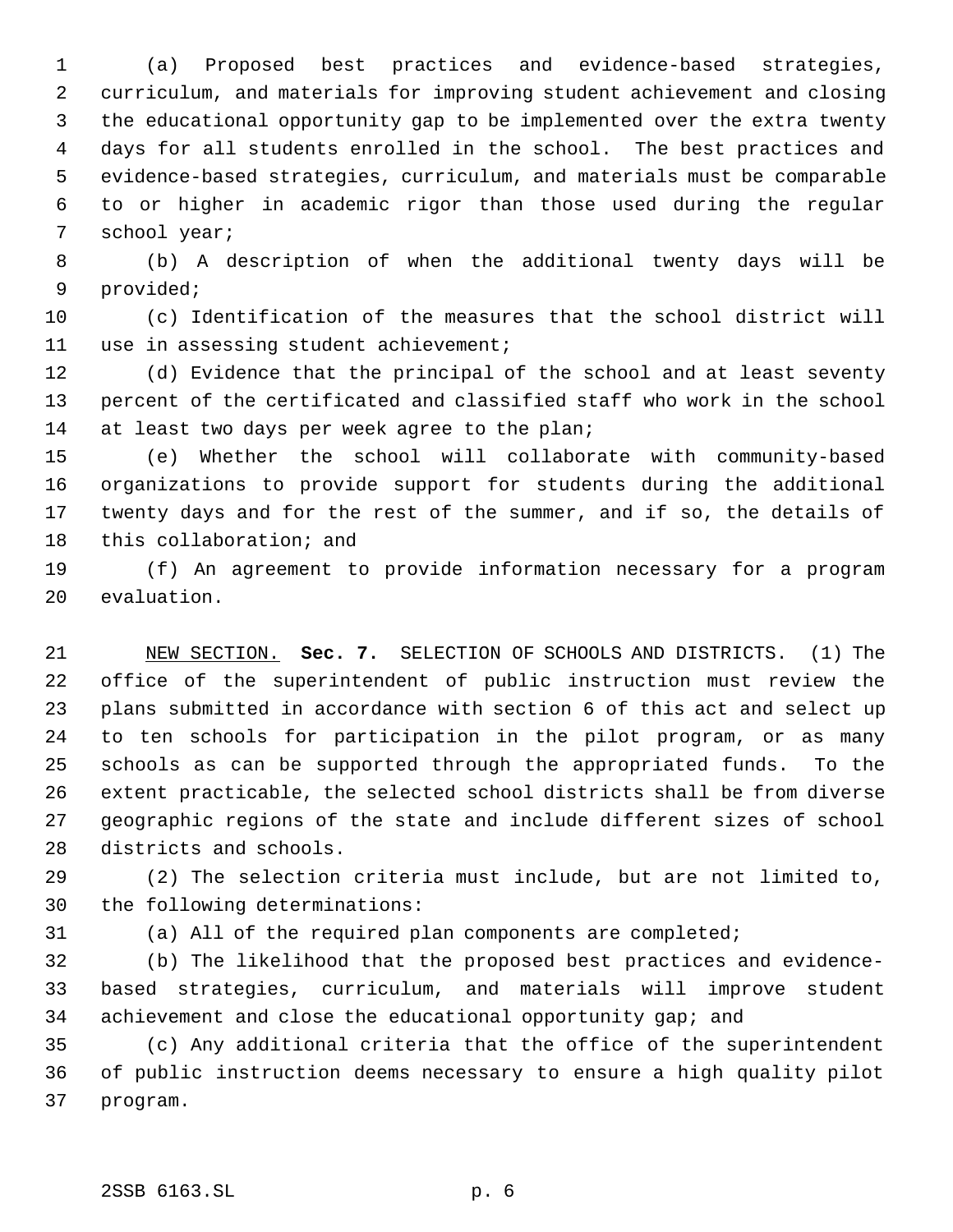(a) Proposed best practices and evidence-based strategies, curriculum, and materials for improving student achievement and closing the educational opportunity gap to be implemented over the extra twenty days for all students enrolled in the school. The best practices and evidence-based strategies, curriculum, and materials must be comparable to or higher in academic rigor than those used during the regular school year;

(b) A description of when the additional twenty days will be provided;

(c) Identification of the measures that the school district will use in assessing student achievement;

(d) Evidence that the principal of the school and at least seventy percent of the certificated and classified staff who work in the school at least two days per week agree to the plan;

(e) Whether the school will collaborate with community-based organizations to provide support for students during the additional twenty days and for the rest of the summer, and if so, the details of this collaboration; and

(f) An agreement to provide information necessary for a program evaluation.

NEW SECTION. **Sec. 7.** SELECTION OF SCHOOLS AND DISTRICTS. (1) The office of the superintendent of public instruction must review the plans submitted in accordance with section 6 of this act and select up to ten schools for participation in the pilot program, or as many schools as can be supported through the appropriated funds. To the extent practicable, the selected school districts shall be from diverse geographic regions of the state and include different sizes of school districts and schools.

(2) The selection criteria must include, but are not limited to, the following determinations:

(a) All of the required plan components are completed;

(b) The likelihood that the proposed best practices and evidence-based strategies, curriculum, and materials will improve student achievement and close the educational opportunity gap; and

(c) Any additional criteria that the office of the superintendent of public instruction deems necessary to ensure a high quality pilot program.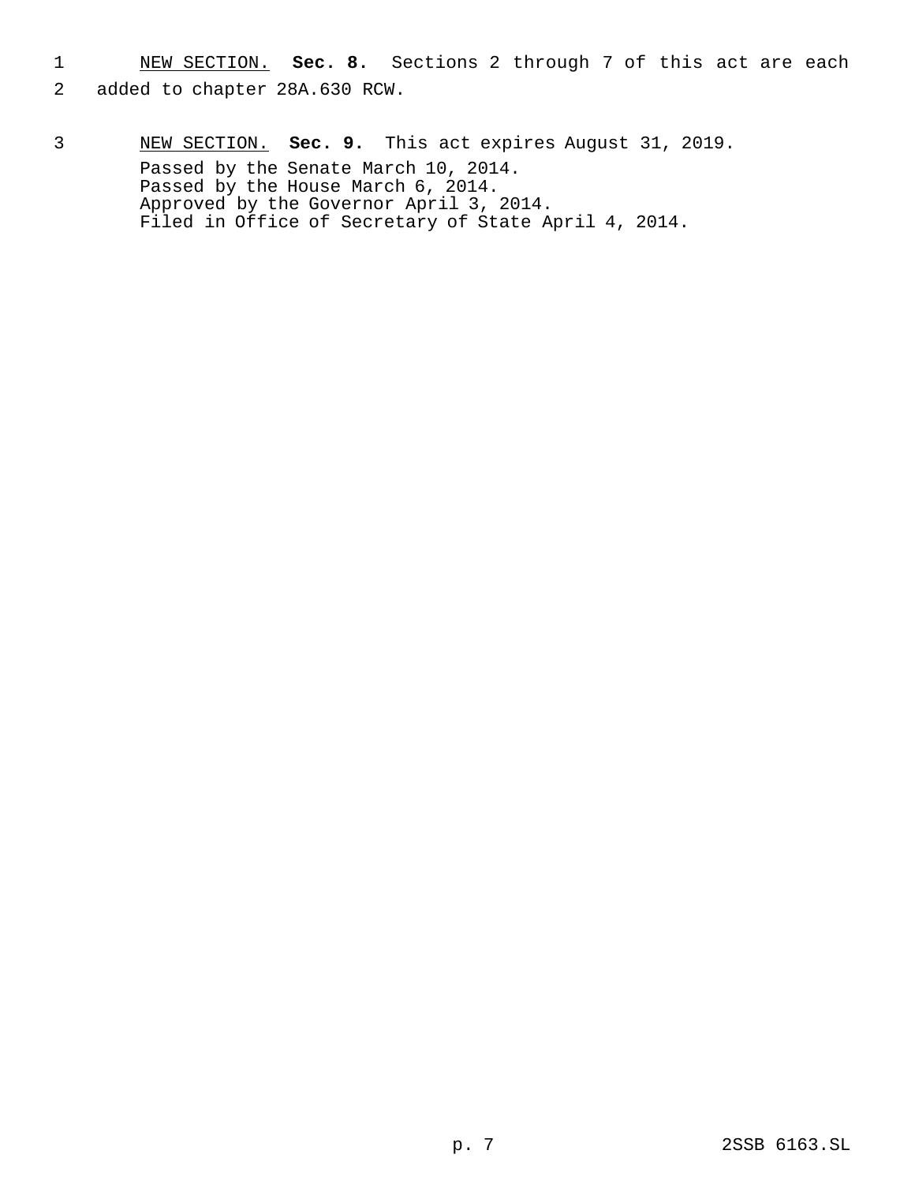NEW SECTION. **Sec. 8.** Sections 2 through 7 of this act are each added to chapter 28A.630 RCW.

NEW SECTION. **Sec. 9.** This act expires August 31, 2019.

Passed by the Senate March 10, 2014.
Passed by the House March 6, 2014.
Approved by the Governor April 3, 2014.
Filed in Office of Secretary of State April 4, 2014.